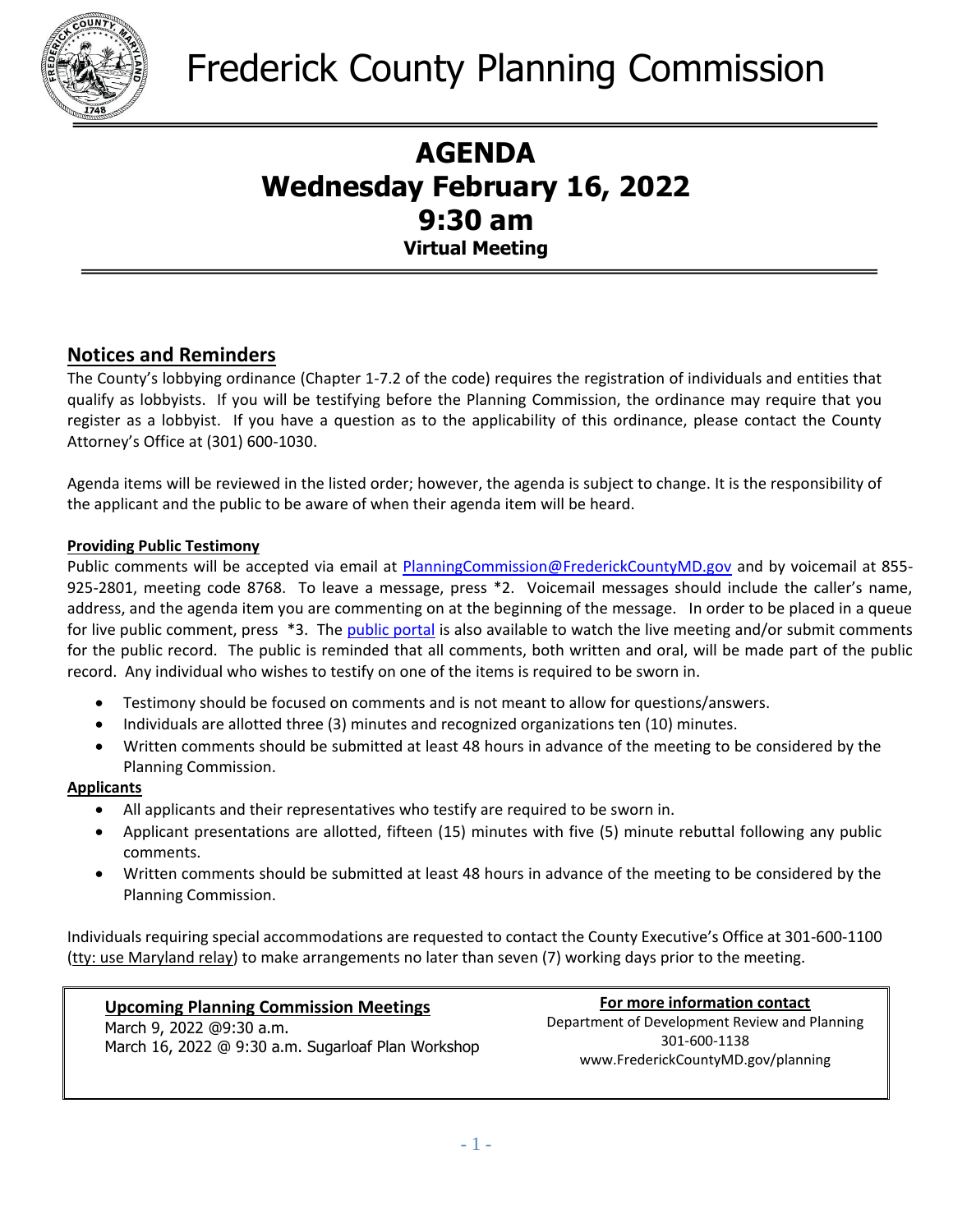# Frederick County Planning Commission

## AGENDA
## Wednesday February 16, 2022
## 9:30 am
### Virtual Meeting

## Notices and Reminders

The County's lobbying ordinance (Chapter 1-7.2 of the code) requires the registration of individuals and entities that qualify as lobbyists. If you will be testifying before the Planning Commission, the ordinance may require that you register as a lobbyist. If you have a question as to the applicability of this ordinance, please contact the County Attorney's Office at (301) 600-1030.

Agenda items will be reviewed in the listed order; however, the agenda is subject to change. It is the responsibility of the applicant and the public to be aware of when their agenda item will be heard.

**Providing Public Testimony**

Public comments will be accepted via email at PlanningCommission@FrederickCountyMD.gov and by voicemail at 855-925-2801, meeting code 8768. To leave a message, press *2. Voicemail messages should include the caller's name, address, and the agenda item you are commenting on at the beginning of the message. In order to be placed in a queue for live public comment, press *3. The public portal is also available to watch the live meeting and/or submit comments for the public record. The public is reminded that all comments, both written and oral, will be made part of the public record. Any individual who wishes to testify on one of the items is required to be sworn in.

- Testimony should be focused on comments and is not meant to allow for questions/answers.
- Individuals are allotted three (3) minutes and recognized organizations ten (10) minutes.
- Written comments should be submitted at least 48 hours in advance of the meeting to be considered by the Planning Commission.

**Applicants**

- All applicants and their representatives who testify are required to be sworn in.
- Applicant presentations are allotted, fifteen (15) minutes with five (5) minute rebuttal following any public comments.
- Written comments should be submitted at least 48 hours in advance of the meeting to be considered by the Planning Commission.

Individuals requiring special accommodations are requested to contact the County Executive's Office at 301-600-1100 (tty: use Maryland relay) to make arrangements no later than seven (7) working days prior to the meeting.

**Upcoming Planning Commission Meetings**

March 9, 2022 @9:30 a.m.
March 16, 2022 @ 9:30 a.m. Sugarloaf Plan Workshop

**For more information contact**

Department of Development Review and Planning
301-600-1138
www.FrederickCountyMD.gov/planning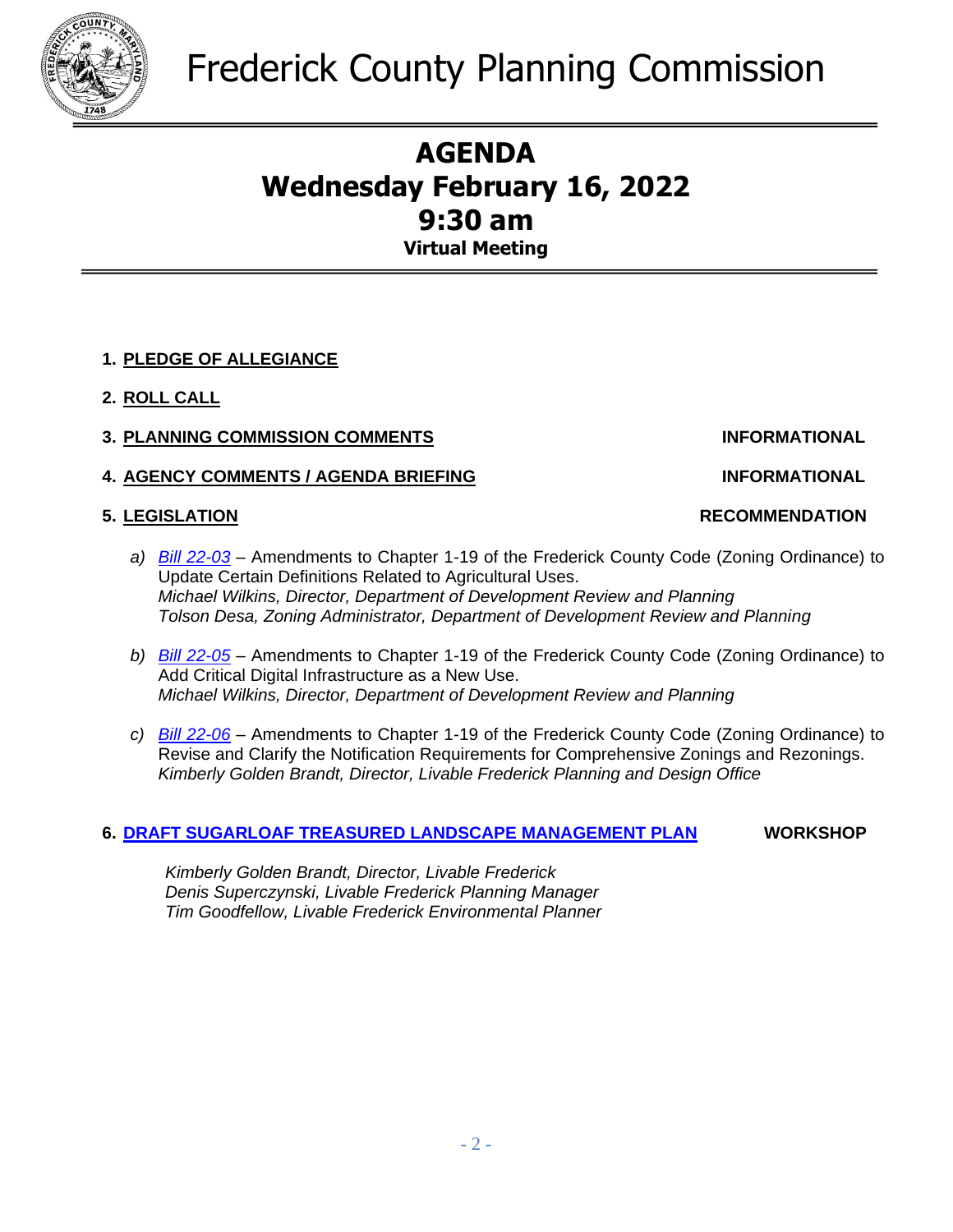# Frederick County Planning Commission

## AGENDA
## Wednesday February 16, 2022
## 9:30 am
### Virtual Meeting

1. **PLEDGE OF ALLEGIANCE**

2. **ROLL CALL**

3. **PLANNING COMMISSION COMMENTS** — **INFORMATIONAL**

4. **AGENCY COMMENTS / AGENDA BRIEFING** — **INFORMATIONAL**

5. **LEGISLATION** — **RECOMMENDATION**

   *a)* *Bill 22-03* – Amendments to Chapter 1-19 of the Frederick County Code (Zoning Ordinance) to Update Certain Definitions Related to Agricultural Uses.
   *Michael Wilkins, Director, Department of Development Review and Planning*
   *Tolson Desa, Zoning Administrator, Department of Development Review and Planning*

   *b)* *Bill 22-05* – Amendments to Chapter 1-19 of the Frederick County Code (Zoning Ordinance) to Add Critical Digital Infrastructure as a New Use.
   *Michael Wilkins, Director, Department of Development Review and Planning*

   *c)* *Bill 22-06* – Amendments to Chapter 1-19 of the Frederick County Code (Zoning Ordinance) to Revise and Clarify the Notification Requirements for Comprehensive Zonings and Rezonings.
   *Kimberly Golden Brandt, Director, Livable Frederick Planning and Design Office*

6. **DRAFT SUGARLOAF TREASURED LANDSCAPE MANAGEMENT PLAN** — **WORKSHOP**

   *Kimberly Golden Brandt, Director, Livable Frederick*
   *Denis Superczynski, Livable Frederick Planning Manager*
   *Tim Goodfellow, Livable Frederick Environmental Planner*